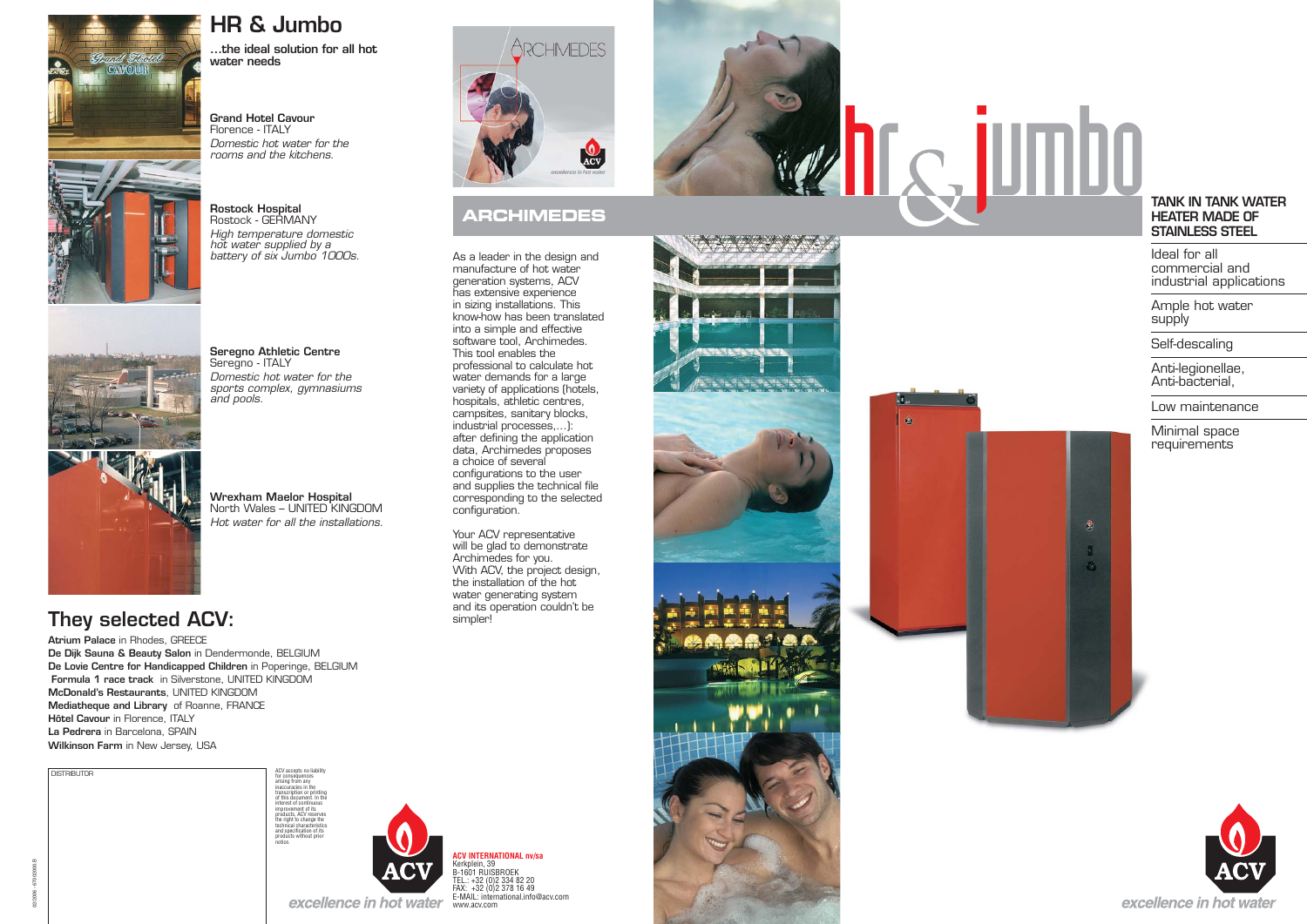# HR & Jumbo

...the ideal solution for all hot water needs

**Grand Hotel Cavour**
Florence - ITALY
*Domestic hot water for the rooms and the kitchens.*

**Rostock Hospital**
Rostock - GERMANY
*High temperature domestic hot water supplied by a battery of six Jumbo 1000s.*

**Seregno Athletic Centre**
Seregno - ITALY
*Domestic hot water for the sports complex, gymnasiums and pools.*

**Wrexham Maelor Hospital**
North Wales – UNITED KINGDOM
*Hot water for all the installations.*

## They selected ACV:

**Atrium Palace** in Rhodes, GREECE
**De Dijk Sauna & Beauty Salon** in Dendermonde, BELGIUM
**De Lovie Centre for Handicapped Children** in Poperinge, BELGIUM
**Formula 1 race track** in Silverstone, UNITED KINGDOM
**McDonald's Restaurants**, UNITED KINGDOM
**Mediatheque and Library** of Roanne, FRANCE
**Hôtel Cavour** in Florence, ITALY
**La Pedrera** in Barcelona, SPAIN
**Wilkinson Farm** in New Jersey, USA

DISTRIBUTOR

ACV accepts no liability for consequences arising from any inaccuracies in the transcription or printing of this document. In the interest of continuous improvement of its products, ACV reserves the right to change the technical characteristics and specification of its products without prior notice.

excellence in hot water

## ARCHIMEDES

As a leader in the design and manufacture of hot water generation systems, ACV has extensive experience in sizing installations. This know-how has been translated into a simple and effective software tool, Archimedes. This tool enables the professional to calculate hot water demands for a large variety of applications (hotels, hospitals, athletic centres, campsites, sanitary blocks, industrial processes,...): after defining the application data, Archimedes proposes a choice of several configurations to the user and supplies the technical file corresponding to the selected configuration.

Your ACV representative will be glad to demonstrate Archimedes for you.
With ACV, the project design, the installation of the hot water generating system and its operation couldn't be simpler!

**ACV INTERNATIONAL nv/sa**
Kerkplein, 39
B-1601 RUISBROEK
TEL.: +32 (0)2 334 82 20
FAX: +32 (0)2 378 16 49
E-MAIL: international.info@acv.com
www.acv.com

# hr & jumbo

**TANK IN TANK WATER HEATER MADE OF STAINLESS STEEL**

- Ideal for all commercial and industrial applications
- Ample hot water supply
- Self-descaling
- Anti-legionellae, Anti-bacterial,
- Low maintenance
- Minimal space requirements

excellence in hot water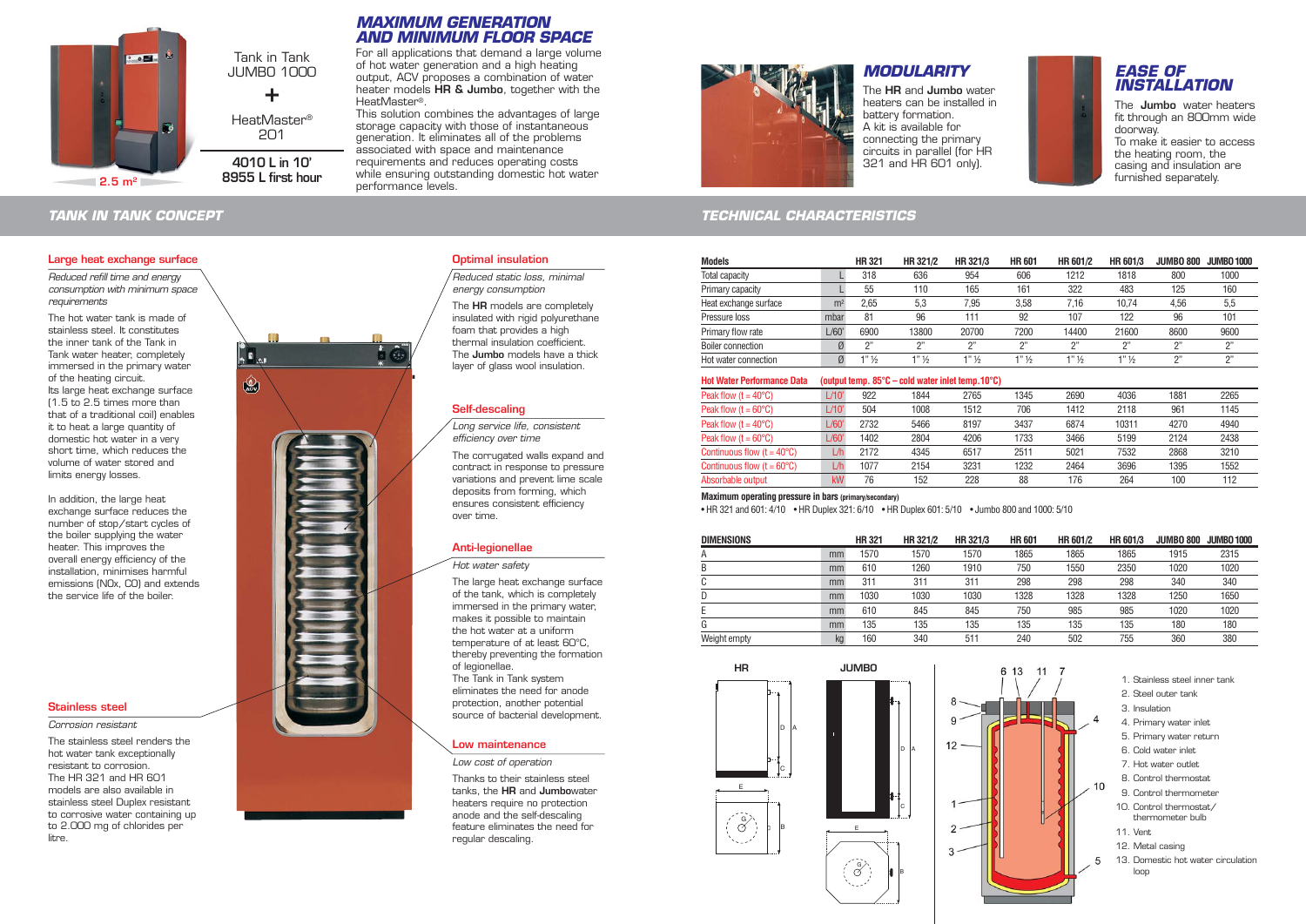Tank in Tank
JUMBO 1000

+

HeatMaster®
201

4010 L in 10'
8955 L first hour

2.5 m²

## MAXIMUM GENERATION AND MINIMUM FLOOR SPACE

For all applications that demand a large volume of hot water generation and a high heating output, ACV proposes a combination of water heater models **HR & Jumbo**, together with the HeatMaster®.
This solution combines the advantages of large storage capacity with those of instantaneous generation. It eliminates all of the problems associated with space and maintenance requirements and reduces operating costs while ensuring outstanding domestic hot water performance levels.

## MODULARITY

The **HR** and **Jumbo** water heaters can be installed in battery formation.
A kit is available for connecting the primary circuits in parallel (for HR 321 and HR 601 only).

## EASE OF INSTALLATION

The **Jumbo** water heaters fit through an 800mm wide doorway.
To make it easier to access the heating room, the casing and insulation are furnished separately.

## TANK IN TANK CONCEPT

### Large heat exchange surface

*Reduced refill time and energy consumption with minimum space requirements*

The hot water tank is made of stainless steel. It constitutes the inner tank of the Tank in Tank water heater, completely immersed in the primary water of the heating circuit.
Its large heat exchange surface (1.5 to 2.5 times more than that of a traditional coil) enables it to heat a large quantity of domestic hot water in a very short time, which reduces the volume of water stored and limits energy losses.

In addition, the large heat exchange surface reduces the number of stop/start cycles of the boiler supplying the water heater. This improves the overall energy efficiency of the installation, minimises harmful emissions (NOx, CO) and extends the service life of the boiler.

### Stainless steel

*Corrosion resistant*

The stainless steel renders the hot water tank exceptionally resistant to corrosion.
The HR 321 and HR 601 models are also available in stainless steel Duplex resistant to corrosive water containing up to 2.000 mg of chlorides per litre.

### Optimal insulation

*Reduced static loss, minimal energy consumption*

The **HR** models are completely insulated with rigid polyurethane foam that provides a high thermal insulation coefficient.
The **Jumbo** models have a thick layer of glass wool insulation.

### Self-descaling

*Long service life, consistent efficiency over time*

The corrugated walls expand and contract in response to pressure variations and prevent lime scale deposits from forming, which ensures consistent efficiency over time.

### Anti-legionellae

*Hot water safety*

The large heat exchange surface of the tank, which is completely immersed in the primary water, makes it possible to maintain the hot water at a uniform temperature of at least 60°C, thereby preventing the formation of legionellae.
The Tank in Tank system eliminates the need for anode protection, another potential source of bacterial development.

### Low maintenance

*Low cost of operation*

Thanks to their stainless steel tanks, the **HR** and **Jumbo** water heaters require no protection anode and the self-descaling feature eliminates the need for regular descaling.

## TECHNICAL CHARACTERISTICS

| Models | | HR 321 | HR 321/2 | HR 321/3 | HR 601 | HR 601/2 | HR 601/3 | JUMBO 800 | JUMBO 1000 |
|---|---|---|---|---|---|---|---|---|---|
| Total capacity | L | 318 | 636 | 954 | 606 | 1212 | 1818 | 800 | 1000 |
| Primary capacity | L | 55 | 110 | 165 | 161 | 322 | 483 | 125 | 160 |
| Heat exchange surface | m² | 2,65 | 5,3 | 7,95 | 3,58 | 7,16 | 10,74 | 4,56 | 5,5 |
| Pressure loss | mbar | 81 | 96 | 111 | 92 | 107 | 122 | 96 | 101 |
| Primary flow rate | L/60' | 6900 | 13800 | 20700 | 7200 | 14400 | 21600 | 8600 | 9600 |
| Boiler connection | Ø | 2" | 2" | 2" | 2" | 2" | 2" | 2" | 2" |
| Hot water connection | Ø | 1" ½ | 1" ½ | 1" ½ | 1" ½ | 1" ½ | 1" ½ | 2" | 2" |
| **Hot Water Performance Data** | (output temp. 85°C – cold water inlet temp.10°C) | | | | | | | | |
| Peak flow (t = 40°C) | L/10' | 922 | 1844 | 2765 | 1345 | 2690 | 4036 | 1881 | 2265 |
| Peak flow (t = 60°C) | L/10' | 504 | 1008 | 1512 | 706 | 1412 | 2118 | 961 | 1145 |
| Peak flow (t = 40°C) | L/60' | 2732 | 5466 | 8197 | 3437 | 6874 | 10311 | 4270 | 4940 |
| Peak flow (t = 60°C) | L/60' | 1402 | 2804 | 4206 | 1733 | 3466 | 5199 | 2124 | 2438 |
| Continuous flow (t = 40°C) | L/h | 2172 | 4345 | 6517 | 2511 | 5021 | 7532 | 2868 | 3210 |
| Continuous flow (t = 60°C) | L/h | 1077 | 2154 | 3231 | 1232 | 2464 | 3696 | 1395 | 1552 |
| Absorbable output | kW | 76 | 152 | 228 | 88 | 176 | 264 | 100 | 112 |

**Maximum operating pressure in bars** (primary/secondary)

• HR 321 and 601: 4/10 • HR Duplex 321: 6/10 • HR Duplex 601: 5/10 • Jumbo 800 and 1000: 5/10

| DIMENSIONS | | HR 321 | HR 321/2 | HR 321/3 | HR 601 | HR 601/2 | HR 601/3 | JUMBO 800 | JUMBO 1000 |
|---|---|---|---|---|---|---|---|---|---|
| A | mm | 1570 | 1570 | 1570 | 1865 | 1865 | 1865 | 1915 | 2315 |
| B | mm | 610 | 1260 | 1910 | 750 | 1550 | 2350 | 1020 | 1020 |
| C | mm | 311 | 311 | 311 | 298 | 298 | 298 | 340 | 340 |
| D | mm | 1030 | 1030 | 1030 | 1328 | 1328 | 1328 | 1250 | 1650 |
| E | mm | 610 | 845 | 845 | 750 | 985 | 985 | 1020 | 1020 |
| G | mm | 135 | 135 | 135 | 135 | 135 | 135 | 180 | 180 |
| Weight empty | kg | 160 | 340 | 511 | 240 | 502 | 755 | 360 | 380 |

HR

JUMBO

1. Stainless steel inner tank
2. Steel outer tank
3. Insulation
4. Primary water inlet
5. Primary water return
6. Cold water inlet
7. Hot water outlet
8. Control thermostat
9. Control thermometer
10. Control thermostat/ thermometer bulb
11. Vent
12. Metal casing
13. Domestic hot water circulation loop